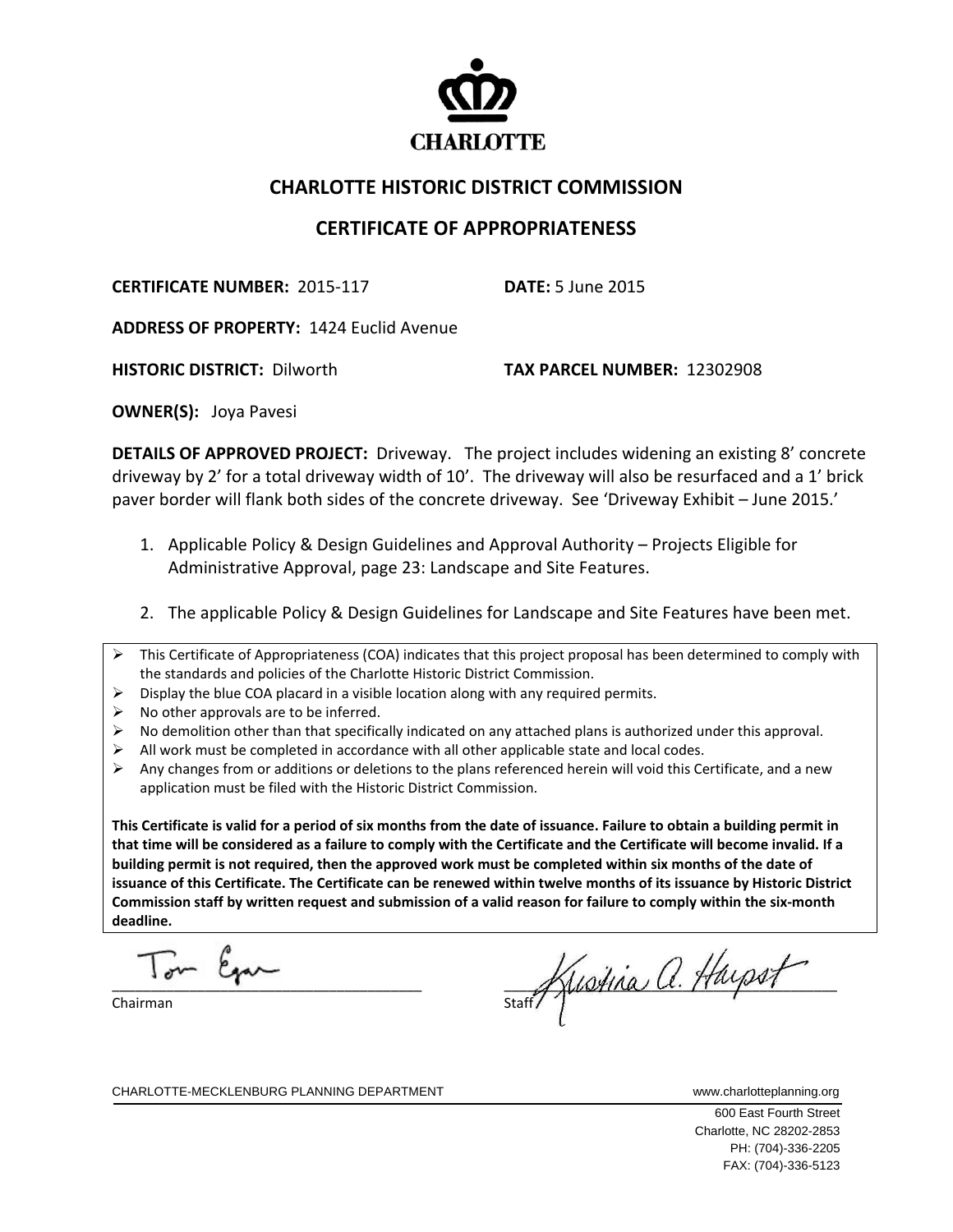CHARLOTTE

# CHARLOTTE HISTORIC DISTRICT COMMISSION

## CERTIFICATE OF APPROPRIATENESS

**CERTIFICATE NUMBER:** 2015-117 **DATE:** 5 June 2015

**ADDRESS OF PROPERTY:** 1424 Euclid Avenue

**HISTORIC DISTRICT:** Dilworth **TAX PARCEL NUMBER:** 12302908

**OWNER(S):** Joya Pavesi

**DETAILS OF APPROVED PROJECT:** Driveway. The project includes widening an existing 8' concrete driveway by 2' for a total driveway width of 10'. The driveway will also be resurfaced and a 1' brick paver border will flank both sides of the concrete driveway. See 'Driveway Exhibit – June 2015.'

1. Applicable Policy & Design Guidelines and Approval Authority – Projects Eligible for Administrative Approval, page 23: Landscape and Site Features.

2. The applicable Policy & Design Guidelines for Landscape and Site Features have been met.

- This Certificate of Appropriateness (COA) indicates that this project proposal has been determined to comply with the standards and policies of the Charlotte Historic District Commission.
- Display the blue COA placard in a visible location along with any required permits.
- No other approvals are to be inferred.
- No demolition other than that specifically indicated on any attached plans is authorized under this approval.
- All work must be completed in accordance with all other applicable state and local codes.
- Any changes from or additions or deletions to the plans referenced herein will void this Certificate, and a new application must be filed with the Historic District Commission.

**This Certificate is valid for a period of six months from the date of issuance. Failure to obtain a building permit in that time will be considered as a failure to comply with the Certificate and the Certificate will become invalid. If a building permit is not required, then the approved work must be completed within six months of the date of issuance of this Certificate. The Certificate can be renewed within twelve months of its issuance by Historic District Commission staff by written request and submission of a valid reason for failure to comply within the six-month deadline.**

Tom Egan
Chairman

Kristina A. Harpst
Staff

CHARLOTTE-MECKLENBURG PLANNING DEPARTMENT www.charlotteplanning.org

600 East Fourth Street
Charlotte, NC 28202-2853
PH: (704)-336-2205
FAX: (704)-336-5123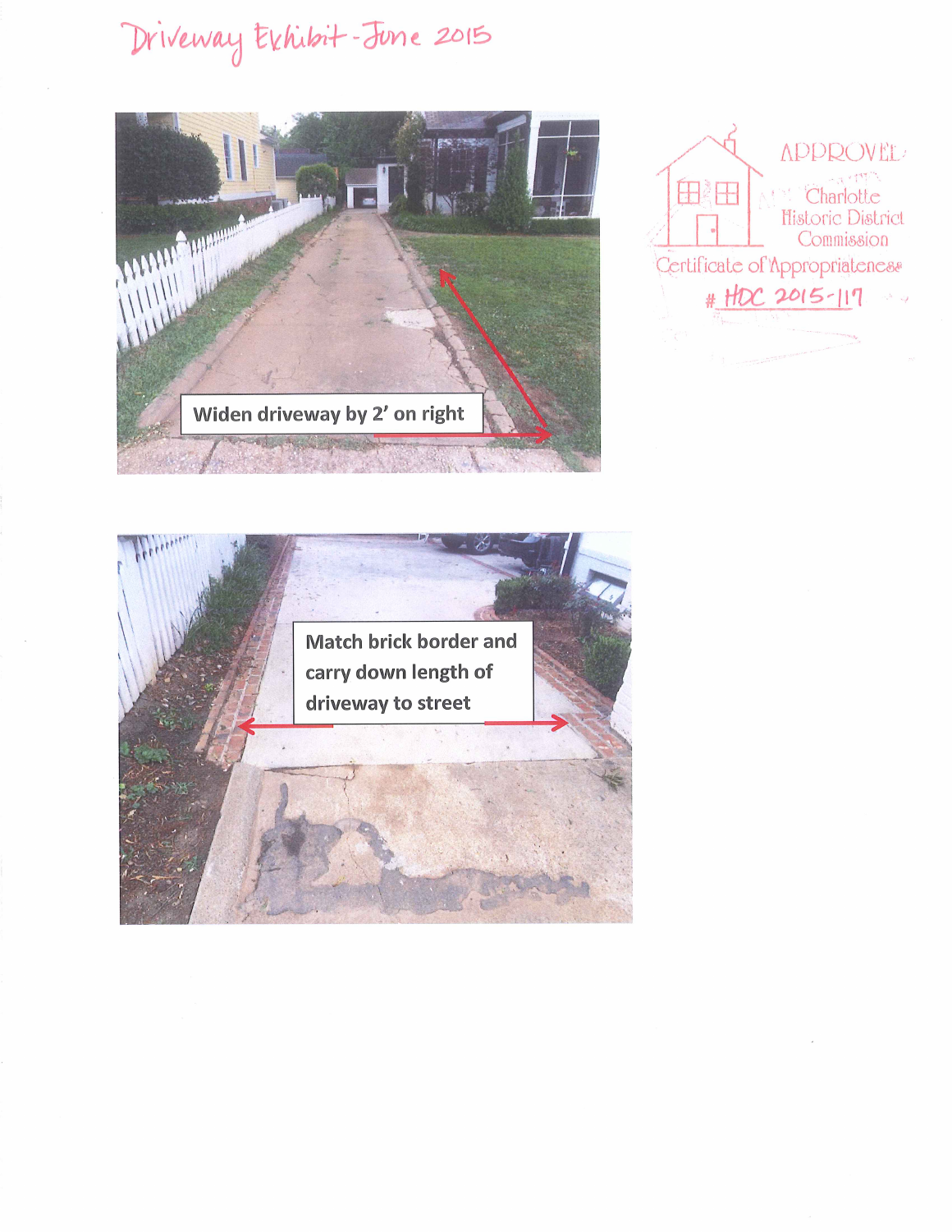Driveway Exhibit - June 2015

Widen driveway by 2' on right

Match brick border and carry down length of driveway to street

APPROVED

Charlotte Historic District Commission

Certificate of Appropriateness

# HDC 2015-117